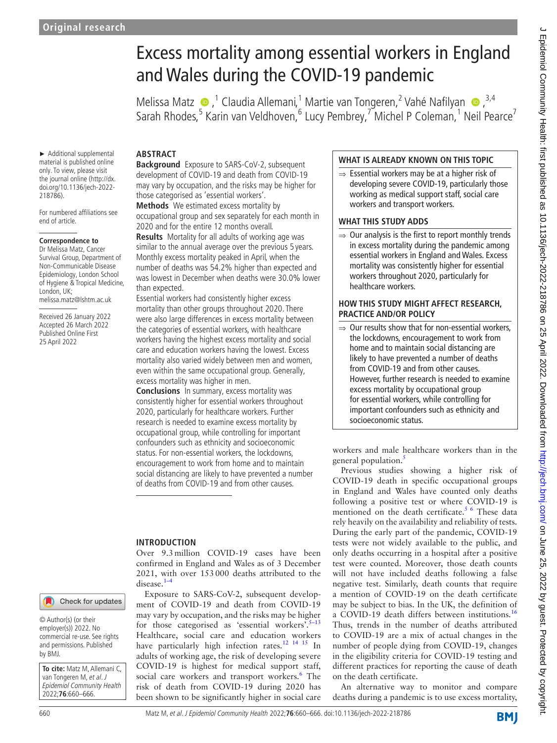Original research

# Excess mortality among essential workers in England and Wales during the COVID-19 pandemic

Melissa Matz,[1] Claudia Allemani,[1] Martie van Tongeren,[2] Vahé Nafilyan,[3,4] Sarah Rhodes,[5] Karin van Veldhoven,[6] Lucy Pembrey,[7] Michel P Coleman,[1] Neil Pearce[7]

► Additional supplemental material is published online only. To view, please visit the journal online (http://dx.doi.org/10.1136/jech-2022-218786).

For numbered affiliations see end of article.

**Correspondence to**
Dr Melissa Matz, Cancer Survival Group, Department of Non-Communicable Disease Epidemiology, London School of Hygiene & Tropical Medicine, London, UK; melissa.matz@lshtm.ac.uk

Received 26 January 2022
Accepted 26 March 2022
Published Online First 25 April 2022

© Author(s) (or their employer(s)) 2022. No commercial re-use. See rights and permissions. Published by BMJ.

**To cite:** Matz M, Allemani C, van Tongeren M, *et al*. *J Epidemiol Community Health* 2022;**76**:660–666.

## ABSTRACT

**Background** Exposure to SARS-CoV-2, subsequent development of COVID-19 and death from COVID-19 may vary by occupation, and the risks may be higher for those categorised as 'essential workers'.

**Methods** We estimated excess mortality by occupational group and sex separately for each month in 2020 and for the entire 12 months overall.

**Results** Mortality for all adults of working age was similar to the annual average over the previous 5 years. Monthly excess mortality peaked in April, when the number of deaths was 54.2% higher than expected and was lowest in December when deaths were 30.0% lower than expected.

Essential workers had consistently higher excess mortality than other groups throughout 2020. There were also large differences in excess mortality between the categories of essential workers, with healthcare workers having the highest excess mortality and social care and education workers having the lowest. Excess mortality also varied widely between men and women, even within the same occupational group. Generally, excess mortality was higher in men.

**Conclusions** In summary, excess mortality was consistently higher for essential workers throughout 2020, particularly for healthcare workers. Further research is needed to examine excess mortality by occupational group, while controlling for important confounders such as ethnicity and socioeconomic status. For non-essential workers, the lockdowns, encouragement to work from home and to maintain social distancing are likely to have prevented a number of deaths from COVID-19 and from other causes.

### WHAT IS ALREADY KNOWN ON THIS TOPIC

⇒ Essential workers may be at a higher risk of developing severe COVID-19, particularly those working as medical support staff, social care workers and transport workers.

### WHAT THIS STUDY ADDS

⇒ Our analysis is the first to report monthly trends in excess mortality during the pandemic among essential workers in England and Wales. Excess mortality was consistently higher for essential workers throughout 2020, particularly for healthcare workers.

### HOW THIS STUDY MIGHT AFFECT RESEARCH, PRACTICE AND/OR POLICY

⇒ Our results show that for non-essential workers, the lockdowns, encouragement to work from home and to maintain social distancing are likely to have prevented a number of deaths from COVID-19 and from other causes. However, further research is needed to examine excess mortality by occupational group for essential workers, while controlling for important confounders such as ethnicity and socioeconomic status.

## INTRODUCTION

Over 9.3 million COVID-19 cases have been confirmed in England and Wales as of 3 December 2021, with over 153 000 deaths attributed to the disease.[1–4]

Exposure to SARS-CoV-2, subsequent development of COVID-19 and death from COVID-19 may vary by occupation, and the risks may be higher for those categorised as 'essential workers'.[5–13] Healthcare, social care and education workers have particularly high infection rates.[12 14 15] In adults of working age, the risk of developing severe COVID-19 is highest for medical support staff, social care workers and transport workers.[6] The risk of death from COVID-19 during 2020 has been shown to be significantly higher in social care workers and male healthcare workers than in the general population.[5]

Previous studies showing a higher risk of COVID-19 death in specific occupational groups in England and Wales have counted only deaths following a positive test or where COVID-19 is mentioned on the death certificate.[5 6] These data rely heavily on the availability and reliability of tests. During the early part of the pandemic, COVID-19 tests were not widely available to the public, and only deaths occurring in a hospital after a positive test were counted. Moreover, those death counts will not have included deaths following a false negative test. Similarly, death counts that require a mention of COVID-19 on the death certificate may be subject to bias. In the UK, the definition of a COVID-19 death differs between institutions.[16] Thus, trends in the number of deaths attributed to COVID-19 are a mix of actual changes in the number of people dying from COVID-19, changes in the eligibility criteria for COVID-19 testing and different practices for reporting the cause of death on the death certificate.

An alternative way to monitor and compare deaths during a pandemic is to use excess mortality,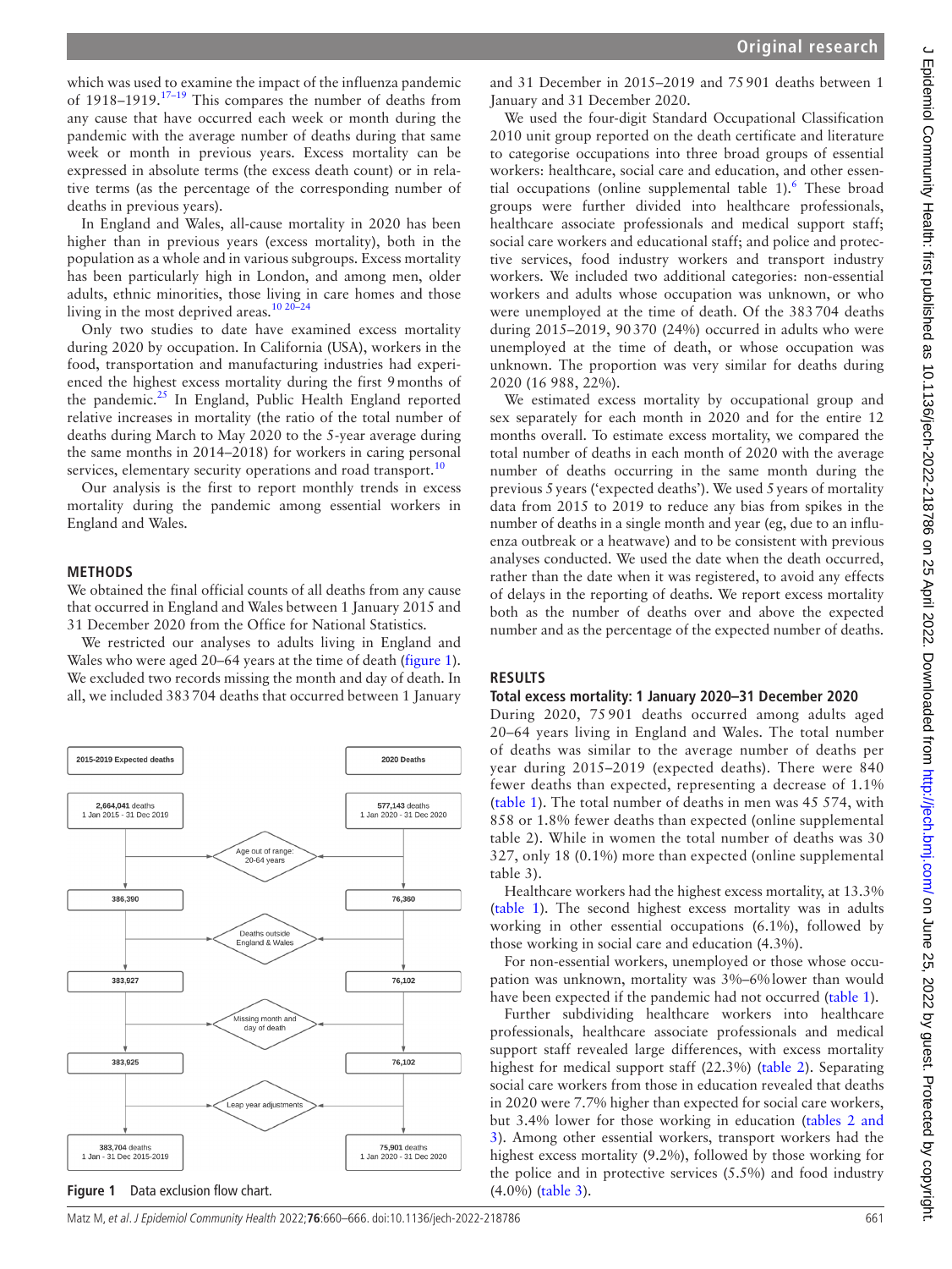which was used to examine the impact of the influenza pandemic of 1918–1919.[17–19] This compares the number of deaths from any cause that have occurred each week or month during the pandemic with the average number of deaths during that same week or month in previous years. Excess mortality can be expressed in absolute terms (the excess death count) or in relative terms (as the percentage of the corresponding number of deaths in previous years).

In England and Wales, all-cause mortality in 2020 has been higher than in previous years (excess mortality), both in the population as a whole and in various subgroups. Excess mortality has been particularly high in London, and among men, older adults, ethnic minorities, those living in care homes and those living in the most deprived areas.[10 20–24]

Only two studies to date have examined excess mortality during 2020 by occupation. In California (USA), workers in the food, transportation and manufacturing industries had experienced the highest excess mortality during the first 9 months of the pandemic.[25] In England, Public Health England reported relative increases in mortality (the ratio of the total number of deaths during March to May 2020 to the 5-year average during the same months in 2014–2018) for workers in caring personal services, elementary security operations and road transport.[10]

Our analysis is the first to report monthly trends in excess mortality during the pandemic among essential workers in England and Wales.

## METHODS

We obtained the final official counts of all deaths from any cause that occurred in England and Wales between 1 January 2015 and 31 December 2020 from the Office for National Statistics.

We restricted our analyses to adults living in England and Wales who were aged 20–64 years at the time of death (figure 1). We excluded two records missing the month and day of death. In all, we included 383 704 deaths that occurred between 1 January and 31 December in 2015–2019 and 75 901 deaths between 1 January and 31 December 2020.

| 2015-2019 Expected deaths | | 2020 Deaths |
|---|---|---|
| 2,664,041 deaths 1 Jan 2015 - 31 Dec 2019 | | 577,143 deaths 1 Jan 2020 - 31 Dec 2020 |
| | Age out of range: 20-64 years | |
| 386,390 | | 76,360 |
| | Deaths outside England & Wales | |
| 383,927 | | 76,102 |
| | Missing month and day of death | |
| 383,925 | | 76,102 |
| | Leap year adjustments | |
| 383,704 deaths 1 Jan - 31 Dec 2015-2019 | | 75,901 deaths 1 Jan 2020 - 31 Dec 2020 |

Figure 1 Data exclusion flow chart.

We used the four-digit Standard Occupational Classification 2010 unit group reported on the death certificate and literature to categorise occupations into three broad groups of essential workers: healthcare, social care and education, and other essential occupations (online supplemental table 1).[6] These broad groups were further divided into healthcare professionals, healthcare associate professionals and medical support staff; social care workers and educational staff; and police and protective services, food industry workers and transport industry workers. We included two additional categories: non-essential workers and adults whose occupation was unknown, or who were unemployed at the time of death. Of the 383 704 deaths during 2015–2019, 90 370 (24%) occurred in adults who were unemployed at the time of death, or whose occupation was unknown. The proportion was very similar for deaths during 2020 (16 988, 22%).

We estimated excess mortality by occupational group and sex separately for each month in 2020 and for the entire 12 months overall. To estimate excess mortality, we compared the total number of deaths in each month of 2020 with the average number of deaths occurring in the same month during the previous 5 years ('expected deaths'). We used 5 years of mortality data from 2015 to 2019 to reduce any bias from spikes in the number of deaths in a single month and year (eg, due to an influenza outbreak or a heatwave) and to be consistent with previous analyses conducted. We used the date when the death occurred, rather than the date when it was registered, to avoid any effects of delays in the reporting of deaths. We report excess mortality both as the number of deaths over and above the expected number and as the percentage of the expected number of deaths.

## RESULTS

### Total excess mortality: 1 January 2020–31 December 2020

During 2020, 75 901 deaths occurred among adults aged 20–64 years living in England and Wales. The total number of deaths was similar to the average number of deaths per year during 2015–2019 (expected deaths). There were 840 fewer deaths than expected, representing a decrease of 1.1% (table 1). The total number of deaths in men was 45 574, with 858 or 1.8% fewer deaths than expected (online supplemental table 2). While in women the total number of deaths was 30 327, only 18 (0.1%) more than expected (online supplemental table 3).

Healthcare workers had the highest excess mortality, at 13.3% (table 1). The second highest excess mortality was in adults working in other essential occupations (6.1%), followed by those working in social care and education (4.3%).

For non-essential workers, unemployed or those whose occupation was unknown, mortality was 3%–6% lower than would have been expected if the pandemic had not occurred (table 1).

Further subdividing healthcare workers into healthcare professionals, healthcare associate professionals and medical support staff revealed large differences, with excess mortality highest for medical support staff (22.3%) (table 2). Separating social care workers from those in education revealed that deaths in 2020 were 7.7% higher than expected for social care workers, but 3.4% lower for those working in education (tables 2 and 3). Among other essential workers, transport workers had the highest excess mortality (9.2%), followed by those working for the police and in protective services (5.5%) and food industry (4.0%) (table 3).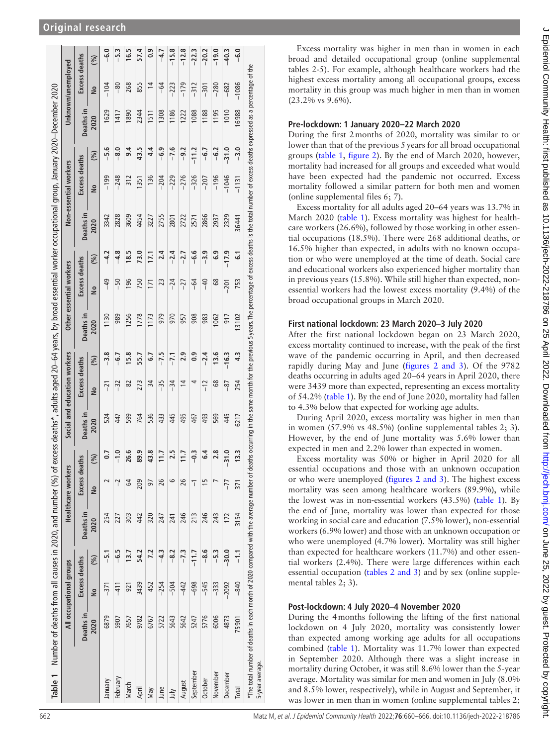**Table 1** Number of deaths from all causes in 2020, and number (%) of excess deaths*, adults aged 20–64 years, by broad essential worker occupational group, January 2020–December 2020

| | All occupational groups | | | Healthcare workers | | | Social and education workers | | | Other essential workers | | | Non-essential workers | | | Unknown/unemployed | | |
|---|---|---|---|---|---|---|---|---|---|---|---|---|---|---|---|---|---|---|
| | Deaths in 2020 | Excess deaths | | Deaths in 2020 | Excess deaths | | Deaths in 2020 | Excess deaths | | Deaths in 2020 | Excess deaths | | Deaths in 2020 | Excess deaths | | Deaths in 2020 | Excess deaths | |
| | | No | (%) | | No | (%) | | No | (%) | | No | (%) | | No | (%) | | No | (%) |
| January | 6879 | −371 | −5.1 | 254 | 2 | 0.7 | 524 | −21 | −3.8 | 1130 | −49 | −4.2 | 3342 | −199 | −5.6 | 1629 | −104 | −6.0 |
| February | 5907 | −411 | −6.5 | 227 | −2 | −1.0 | 447 | −32 | −6.7 | 989 | −50 | −4.8 | 2828 | −248 | −8.0 | 1417 | −80 | −5.3 |
| March | 7657 | 921 | 13.7 | 303 | 64 | 26.6 | 599 | 82 | 15.8 | 1256 | 196 | 18.5 | 3609 | 312 | 9.4 | 1890 | 268 | 16.5 |
| April | 9782 | 3439 | 54.2 | 442 | 209 | 89.9 | 764 | 273 | 55.7 | 1778 | 750 | 73.0 | 4454 | 1351 | 43.5 | 2344 | 855 | 57.4 |
| May | 6767 | 452 | 7.2 | 320 | 97 | 43.8 | 536 | 34 | 6.7 | 1173 | 171 | 17.1 | 3227 | 136 | 4.4 | 1511 | 14 | 0.9 |
| June | 5722 | −254 | −4.3 | 247 | 26 | 11.7 | 433 | −35 | −7.5 | 979 | 23 | 2.4 | 2755 | −204 | −6.9 | 1308 | −64 | −4.7 |
| July | 5643 | −504 | −8.2 | 241 | 6 | 2.5 | 445 | −34 | −7.1 | 970 | −24 | −2.4 | 2801 | −229 | −7.6 | 1186 | −223 | −15.8 |
| August | 5642 | −442 | −7.3 | 246 | 26 | 11.7 | 495 | 14 | 2.9 | 957 | −27 | −2.7 | 2722 | −276 | −9.2 | 1222 | −179 | −12.8 |
| September | 5247 | −698 | −11.7 | 213 | −1 | −0.3 | 467 | 4 | 0.9 | 908 | −64 | −6.6 | 2571 | −326 | −11.2 | 1088 | −312 | −22.3 |
| October | 5776 | −545 | −8.6 | 246 | 15 | 6.4 | 493 | −12 | −2.4 | 983 | −40 | −3.9 | 2866 | −207 | −6.7 | 1188 | −301 | −20.2 |
| November | 6006 | −333 | −5.3 | 243 | 7 | 2.8 | 569 | 68 | 13.6 | 1062 | 68 | 6.9 | 2937 | −196 | −6.2 | 1195 | −280 | −19.0 |
| December | 4873 | −2092 | −30.0 | 172 | −77 | −31.0 | 445 | −87 | −16.3 | 917 | −201 | −17.9 | 2329 | −1046 | −31.0 | 1010 | −682 | −40.3 |
| Total | 75901 | −840 | −1.1 | 3154 | 371 | 13.3 | 6217 | 254 | 4.3 | 13102 | 753 | 6.1 | 36441 | −1131 | −3.0 | 16988 | −1086 | −6.0 |

*The total number of deaths in each month of 2020 compared with the average number of deaths occurring in the same month for the previous 5 years. The percentage of excess deaths is the total number of excess deaths expressed as a percentage of the 5-year average.

Excess mortality was higher in men than in women in each broad and detailed occupational group (online supplemental tables 2-5). For example, although healthcare workers had the highest excess mortality among all occupational groups, excess mortality in this group was much higher in men than in women (23.2% vs 9.6%).

### Pre-lockdown: 1 January 2020–22 March 2020

During the first 2 months of 2020, mortality was similar to or lower than that of the previous 5 years for all broad occupational groups (table 1, figure 2). By the end of March 2020, however, mortality had increased for all groups and exceeded what would have been expected had the pandemic not occurred. Excess mortality followed a similar pattern for both men and women (online supplemental files 6; 7).

Excess mortality for all adults aged 20–64 years was 13.7% in March 2020 (table 1). Excess mortality was highest for healthcare workers (26.6%), followed by those working in other essential occupations (18.5%). There were 268 additional deaths, or 16.5% higher than expected, in adults with no known occupation or who were unemployed at the time of death. Social care and educational workers also experienced higher mortality than in previous years (15.8%). While still higher than expected, non-essential workers had the lowest excess mortality (9.4%) of the broad occupational groups in March 2020.

### First national lockdown: 23 March 2020–3 July 2020

After the first national lockdown began on 23 March 2020, excess mortality continued to increase, with the peak of the first wave of the pandemic occurring in April, and then decreased rapidly during May and June (figures 2 and 3). Of the 9782 deaths occurring in adults aged 20–64 years in April 2020, there were 3439 more than expected, representing an excess mortality of 54.2% (table 1). By the end of June 2020, mortality had fallen to 4.3% below that expected for working age adults.

During April 2020, excess mortality was higher in men than in women (57.9% vs 48.5%) (online supplemental tables 2; 3). However, by the end of June mortality was 5.6% lower than expected in men and 2.2% lower than expected in women.

Excess mortality was 50% or higher in April 2020 for all essential occupations and those with an unknown occupation or who were unemployed (figures 2 and 3). The highest excess mortality was seen among healthcare workers (89.9%), while the lowest was in non-essential workers (43.5%) (table 1). By the end of June, mortality was lower than expected for those working in social care and education (7.5% lower), non-essential workers (6.9% lower) and those with an unknown occupation or who were unemployed (4.7% lower). Mortality was still higher than expected for healthcare workers (11.7%) and other essential workers (2.4%). There were large differences within each essential occupation (tables 2 and 3) and by sex (online supplemental tables 2; 3).

### Post-lockdown: 4 July 2020–4 November 2020

During the 4 months following the lifting of the first national lockdown on 4 July 2020, mortality was consistently lower than expected among working age adults for all occupations combined (table 1). Mortality was 11.7% lower than expected in September 2020. Although there was a slight increase in mortality during October, it was still 8.6% lower than the 5-year average. Mortality was similar for men and women in July (8.0% and 8.5% lower, respectively), while in August and September, it was lower in men than in women (online supplemental tables 2;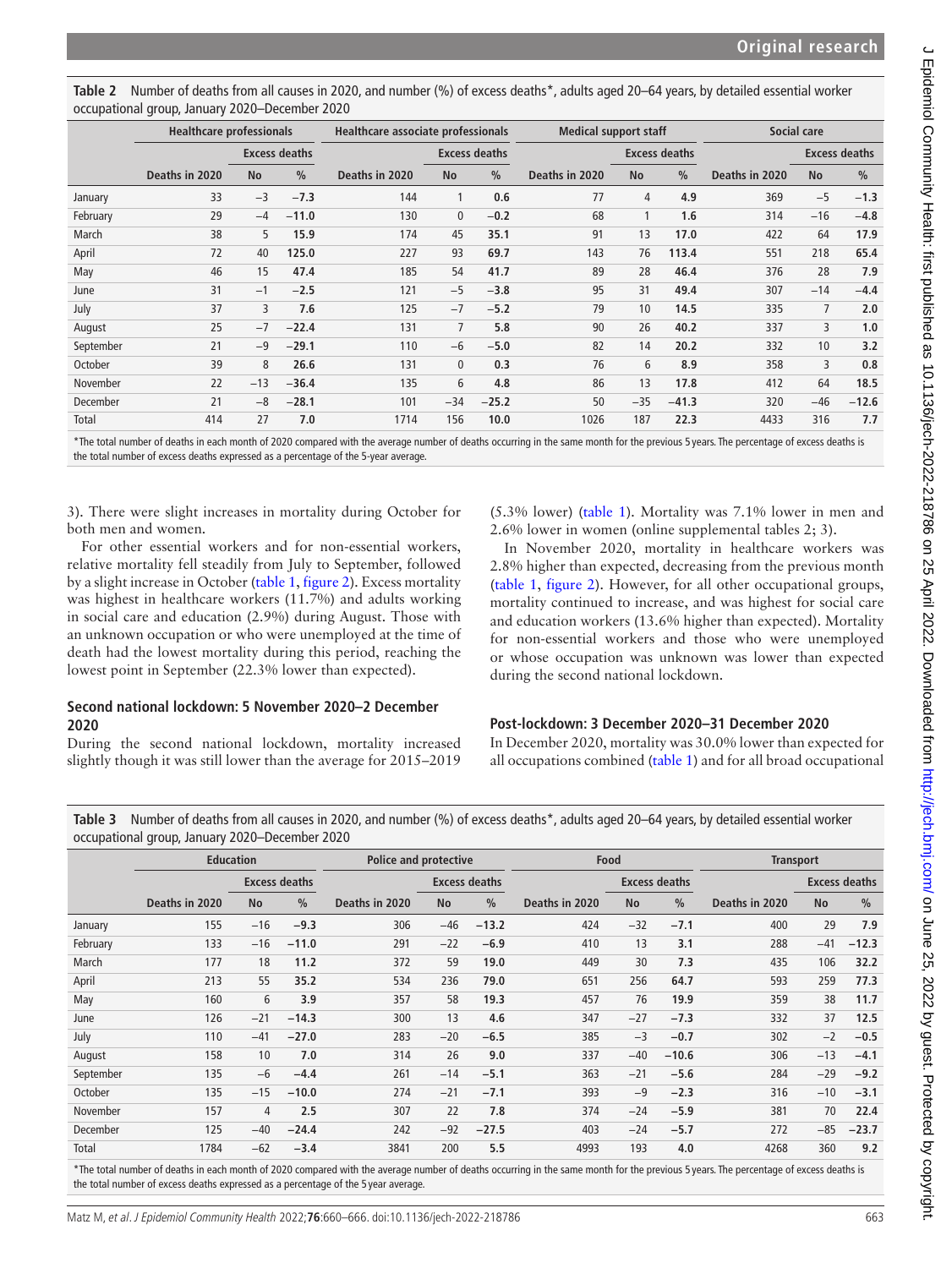**Table 2** Number of deaths from all causes in 2020, and number (%) of excess deaths*, adults aged 20–64 years, by detailed essential worker occupational group, January 2020–December 2020

| | Healthcare professionals | | | Healthcare associate professionals | | | Medical support staff | | | Social care | | |
|---|---|---|---|---|---|---|---|---|---|---|---|---|
| | | Excess deaths | | | Excess deaths | | | Excess deaths | | | Excess deaths | |
| | Deaths in 2020 | No | % | Deaths in 2020 | No | % | Deaths in 2020 | No | % | Deaths in 2020 | No | % |
| January | 33 | −3 | **−7.3** | 144 | 1 | **0.6** | 77 | 4 | **4.9** | 369 | −5 | **−1.3** |
| February | 29 | −4 | **−11.0** | 130 | 0 | **−0.2** | 68 | 1 | **1.6** | 314 | −16 | **−4.8** |
| March | 38 | 5 | **15.9** | 174 | 45 | **35.1** | 91 | 13 | **17.0** | 422 | 64 | **17.9** |
| April | 72 | 40 | **125.0** | 227 | 93 | **69.7** | 143 | 76 | **113.4** | 551 | 218 | **65.4** |
| May | 46 | 15 | **47.4** | 185 | 54 | **41.7** | 89 | 28 | **46.4** | 376 | 28 | **7.9** |
| June | 31 | −1 | **−2.5** | 121 | −5 | **−3.8** | 95 | 31 | **49.4** | 307 | −14 | **−4.4** |
| July | 37 | 3 | **7.6** | 125 | −7 | **−5.2** | 79 | 10 | **14.5** | 335 | 7 | **2.0** |
| August | 25 | −7 | **−22.4** | 131 | 7 | **5.8** | 90 | 26 | **40.2** | 337 | 3 | **1.0** |
| September | 21 | −9 | **−29.1** | 110 | −6 | **−5.0** | 82 | 14 | **20.2** | 332 | 10 | **3.2** |
| October | 39 | 8 | **26.6** | 131 | 0 | **0.3** | 76 | 6 | **8.9** | 358 | 3 | **0.8** |
| November | 22 | −13 | **−36.4** | 135 | 6 | **4.8** | 86 | 13 | **17.8** | 412 | 64 | **18.5** |
| December | 21 | −8 | **−28.1** | 101 | −34 | **−25.2** | 50 | −35 | **−41.3** | 320 | −46 | **−12.6** |
| Total | 414 | 27 | **7.0** | 1714 | 156 | **10.0** | 1026 | 187 | **22.3** | 4433 | 316 | **7.7** |

*The total number of deaths in each month of 2020 compared with the average number of deaths occurring in the same month for the previous 5 years. The percentage of excess deaths is the total number of excess deaths expressed as a percentage of the 5-year average.

3). There were slight increases in mortality during October for both men and women.

For other essential workers and for non-essential workers, relative mortality fell steadily from July to September, followed by a slight increase in October (table 1, figure 2). Excess mortality was highest in healthcare workers (11.7%) and adults working in social care and education (2.9%) during August. Those with an unknown occupation or who were unemployed at the time of death had the lowest mortality during this period, reaching the lowest point in September (22.3% lower than expected).

### Second national lockdown: 5 November 2020–2 December 2020

During the second national lockdown, mortality increased slightly though it was still lower than the average for 2015–2019 (5.3% lower) (table 1). Mortality was 7.1% lower in men and 2.6% lower in women (online supplemental tables 2; 3).

In November 2020, mortality in healthcare workers was 2.8% higher than expected, decreasing from the previous month (table 1, figure 2). However, for all other occupational groups, mortality continued to increase, and was highest for social care and education workers (13.6% higher than expected). Mortality for non-essential workers and those who were unemployed or whose occupation was unknown was lower than expected during the second national lockdown.

### Post-lockdown: 3 December 2020–31 December 2020

In December 2020, mortality was 30.0% lower than expected for all occupations combined (table 1) and for all broad occupational

**Table 3** Number of deaths from all causes in 2020, and number (%) of excess deaths*, adults aged 20–64 years, by detailed essential worker occupational group, January 2020–December 2020

| | Education | | | Police and protective | | | Food | | | Transport | | |
|---|---|---|---|---|---|---|---|---|---|---|---|---|
| | | Excess deaths | | | Excess deaths | | | Excess deaths | | | Excess deaths | |
| | Deaths in 2020 | No | % | Deaths in 2020 | No | % | Deaths in 2020 | No | % | Deaths in 2020 | No | % |
| January | 155 | −16 | **−9.3** | 306 | −46 | **−13.2** | 424 | −32 | **−7.1** | 400 | 29 | **7.9** |
| February | 133 | −16 | **−11.0** | 291 | −22 | **−6.9** | 410 | 13 | **3.1** | 288 | −41 | **−12.3** |
| March | 177 | 18 | **11.2** | 372 | 59 | **19.0** | 449 | 30 | **7.3** | 435 | 106 | **32.2** |
| April | 213 | 55 | **35.2** | 534 | 236 | **79.0** | 651 | 256 | **64.7** | 593 | 259 | **77.3** |
| May | 160 | 6 | **3.9** | 357 | 58 | **19.3** | 457 | 76 | **19.9** | 359 | 38 | **11.7** |
| June | 126 | −21 | **−14.3** | 300 | 13 | **4.6** | 347 | −27 | **−7.3** | 332 | 37 | **12.5** |
| July | 110 | −41 | **−27.0** | 283 | −20 | **−6.5** | 385 | −3 | **−0.7** | 302 | −2 | **−0.5** |
| August | 158 | 10 | **7.0** | 314 | 26 | **9.0** | 337 | −40 | **−10.6** | 306 | −13 | **−4.1** |
| September | 135 | −6 | **−4.4** | 261 | −14 | **−5.1** | 363 | −21 | **−5.6** | 284 | −29 | **−9.2** |
| October | 135 | −15 | **−10.0** | 274 | −21 | **−7.1** | 393 | −9 | **−2.3** | 316 | −10 | **−3.1** |
| November | 157 | 4 | **2.5** | 307 | 22 | **7.8** | 374 | −24 | **−5.9** | 381 | 70 | **22.4** |
| December | 125 | −40 | **−24.4** | 242 | −92 | **−27.5** | 403 | −24 | **−5.7** | 272 | −85 | **−23.7** |
| Total | 1784 | −62 | **−3.4** | 3841 | 200 | **5.5** | 4993 | 193 | **4.0** | 4268 | 360 | **9.2** |

*The total number of deaths in each month of 2020 compared with the average number of deaths occurring in the same month for the previous 5 years. The percentage of excess deaths is the total number of excess deaths expressed as a percentage of the 5 year average.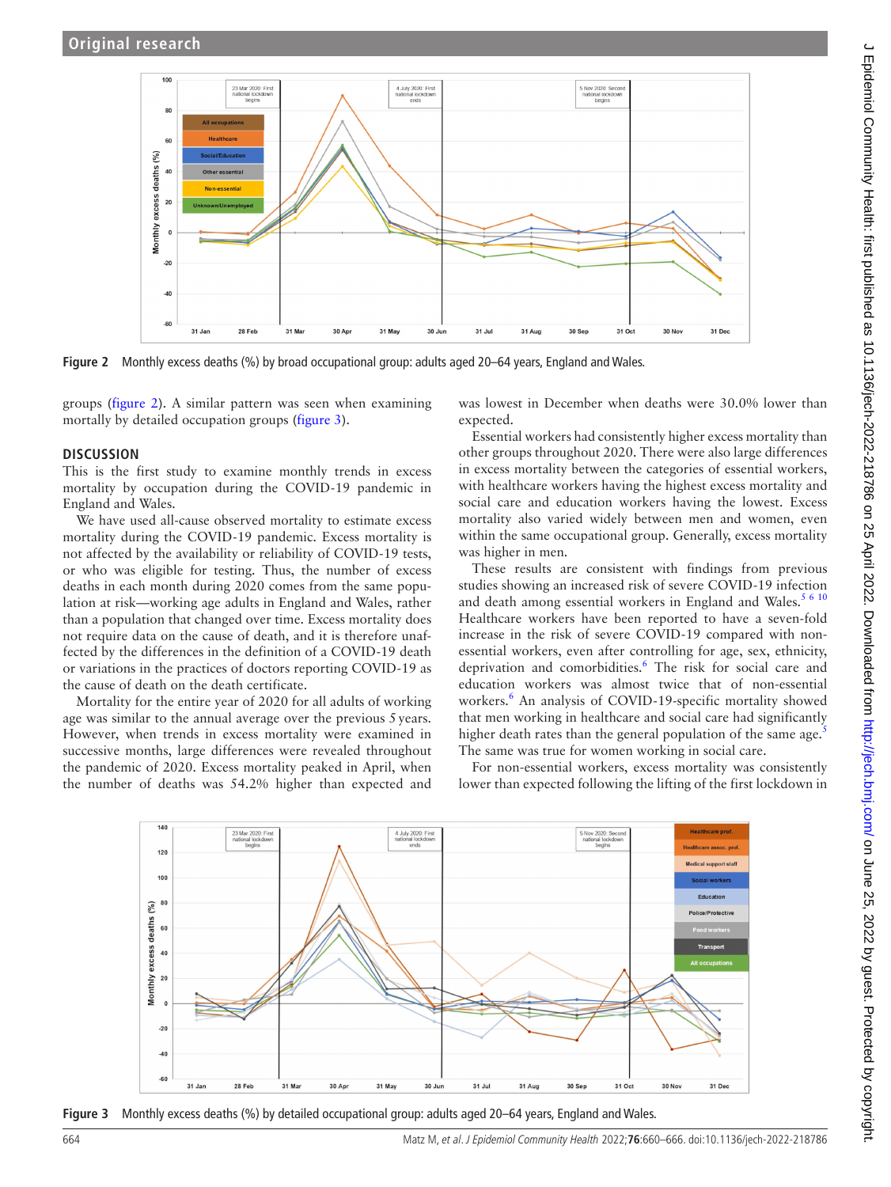Figure 2 Monthly excess deaths (%) by broad occupational group: adults aged 20–64 years, England and Wales.

groups (figure 2). A similar pattern was seen when examining mortally by detailed occupation groups (figure 3).

## DISCUSSION

This is the first study to examine monthly trends in excess mortality by occupation during the COVID-19 pandemic in England and Wales.

We have used all-cause observed mortality to estimate excess mortality during the COVID-19 pandemic. Excess mortality is not affected by the availability or reliability of COVID-19 tests, or who was eligible for testing. Thus, the number of excess deaths in each month during 2020 comes from the same population at risk—working age adults in England and Wales, rather than a population that changed over time. Excess mortality does not require data on the cause of death, and it is therefore unaffected by the differences in the definition of a COVID-19 death or variations in the practices of doctors reporting COVID-19 as the cause of death on the death certificate.

Mortality for the entire year of 2020 for all adults of working age was similar to the annual average over the previous 5 years. However, when trends in excess mortality were examined in successive months, large differences were revealed throughout the pandemic of 2020. Excess mortality peaked in April, when the number of deaths was 54.2% higher than expected and was lowest in December when deaths were 30.0% lower than expected.

Essential workers had consistently higher excess mortality than other groups throughout 2020. There were also large differences in excess mortality between the categories of essential workers, with healthcare workers having the highest excess mortality and social care and education workers having the lowest. Excess mortality also varied widely between men and women, even within the same occupational group. Generally, excess mortality was higher in men.

These results are consistent with findings from previous studies showing an increased risk of severe COVID-19 infection and death among essential workers in England and Wales.[5 6 10] Healthcare workers have been reported to have a seven-fold increase in the risk of severe COVID-19 compared with non-essential workers, even after controlling for age, sex, ethnicity, deprivation and comorbidities.[6] The risk for social care and education workers was almost twice that of non-essential workers.[6] An analysis of COVID-19-specific mortality showed that men working in healthcare and social care had significantly higher death rates than the general population of the same age.[5] The same was true for women working in social care.

For non-essential workers, excess mortality was consistently lower than expected following the lifting of the first lockdown in

Figure 3 Monthly excess deaths (%) by detailed occupational group: adults aged 20–64 years, England and Wales.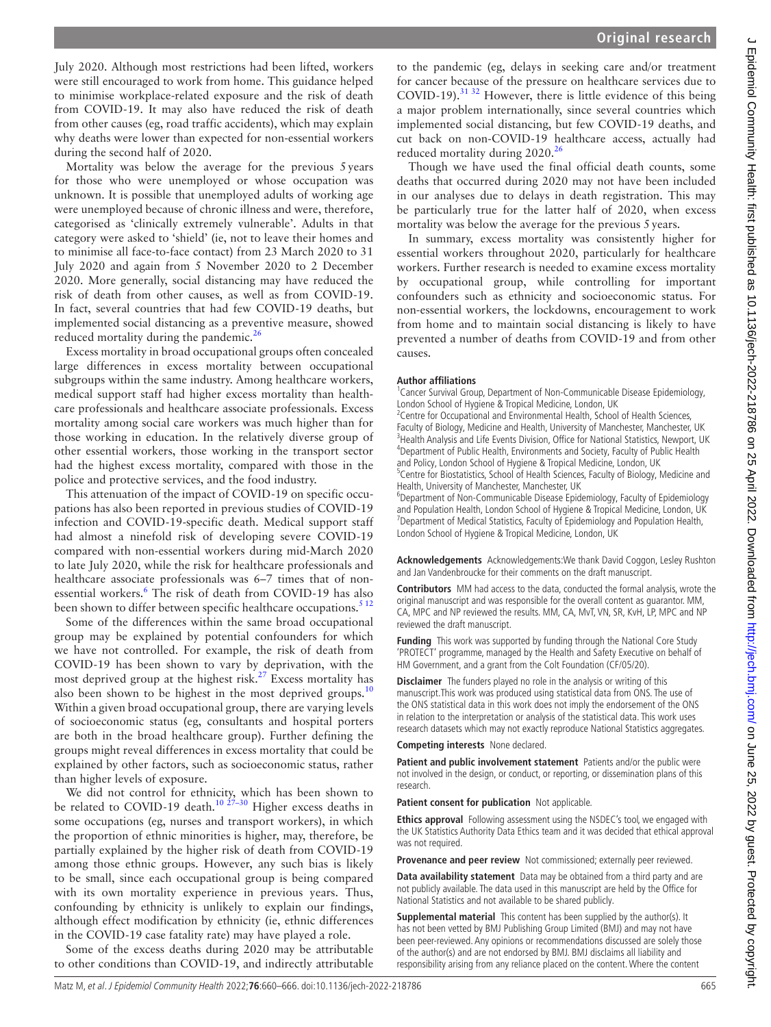July 2020. Although most restrictions had been lifted, workers were still encouraged to work from home. This guidance helped to minimise workplace-related exposure and the risk of death from COVID-19. It may also have reduced the risk of death from other causes (eg, road traffic accidents), which may explain why deaths were lower than expected for non-essential workers during the second half of 2020.

Mortality was below the average for the previous 5 years for those who were unemployed or whose occupation was unknown. It is possible that unemployed adults of working age were unemployed because of chronic illness and were, therefore, categorised as 'clinically extremely vulnerable'. Adults in that category were asked to 'shield' (ie, not to leave their homes and to minimise all face-to-face contact) from 23 March 2020 to 31 July 2020 and again from 5 November 2020 to 2 December 2020. More generally, social distancing may have reduced the risk of death from other causes, as well as from COVID-19. In fact, several countries that had few COVID-19 deaths, but implemented social distancing as a preventive measure, showed reduced mortality during the pandemic.[26]

Excess mortality in broad occupational groups often concealed large differences in excess mortality between occupational subgroups within the same industry. Among healthcare workers, medical support staff had higher excess mortality than healthcare professionals and healthcare associate professionals. Excess mortality among social care workers was much higher than for those working in education. In the relatively diverse group of other essential workers, those working in the transport sector had the highest excess mortality, compared with those in the police and protective services, and the food industry.

This attenuation of the impact of COVID-19 on specific occupations has also been reported in previous studies of COVID-19 infection and COVID-19-specific death. Medical support staff had almost a ninefold risk of developing severe COVID-19 compared with non-essential workers during mid-March 2020 to late July 2020, while the risk for healthcare professionals and healthcare associate professionals was 6–7 times that of non-essential workers.[6] The risk of death from COVID-19 has also been shown to differ between specific healthcare occupations.[5,12]

Some of the differences within the same broad occupational group may be explained by potential confounders for which we have not controlled. For example, the risk of death from COVID-19 has been shown to vary by deprivation, with the most deprived group at the highest risk.[27] Excess mortality has also been shown to be highest in the most deprived groups.[10] Within a given broad occupational group, there are varying levels of socioeconomic status (eg, consultants and hospital porters are both in the broad healthcare group). Further defining the groups might reveal differences in excess mortality that could be explained by other factors, such as socioeconomic status, rather than higher levels of exposure.

We did not control for ethnicity, which has been shown to be related to COVID-19 death.[10,27–30] Higher excess deaths in some occupations (eg, nurses and transport workers), in which the proportion of ethnic minorities is higher, may, therefore, be partially explained by the higher risk of death from COVID-19 among those ethnic groups. However, any such bias is likely to be small, since each occupational group is being compared with its own mortality experience in previous years. Thus, confounding by ethnicity is unlikely to explain our findings, although effect modification by ethnicity (ie, ethnic differences in the COVID-19 case fatality rate) may have played a role.

Some of the excess deaths during 2020 may be attributable to other conditions than COVID-19, and indirectly attributable to the pandemic (eg, delays in seeking care and/or treatment for cancer because of the pressure on healthcare services due to COVID-19).[31,32] However, there is little evidence of this being a major problem internationally, since several countries which implemented social distancing, but few COVID-19 deaths, and cut back on non-COVID-19 healthcare access, actually had reduced mortality during 2020.[26]

Though we have used the final official death counts, some deaths that occurred during 2020 may not have been included in our analyses due to delays in death registration. This may be particularly true for the latter half of 2020, when excess mortality was below the average for the previous 5 years.

In summary, excess mortality was consistently higher for essential workers throughout 2020, particularly for healthcare workers. Further research is needed to examine excess mortality by occupational group, while controlling for important confounders such as ethnicity and socioeconomic status. For non-essential workers, the lockdowns, encouragement to work from home and to maintain social distancing is likely to have prevented a number of deaths from COVID-19 and from other causes.

**Author affiliations**

[1]Cancer Survival Group, Department of Non-Communicable Disease Epidemiology, London School of Hygiene & Tropical Medicine, London, UK
[2]Centre for Occupational and Environmental Health, School of Health Sciences, Faculty of Biology, Medicine and Health, University of Manchester, Manchester, UK
[3]Health Analysis and Life Events Division, Office for National Statistics, Newport, UK
[4]Department of Public Health, Environments and Society, Faculty of Public Health and Policy, London School of Hygiene & Tropical Medicine, London, UK
[5]Centre for Biostatistics, School of Health Sciences, Faculty of Biology, Medicine and Health, University of Manchester, Manchester, UK
[6]Department of Non-Communicable Disease Epidemiology, Faculty of Epidemiology and Population Health, London School of Hygiene & Tropical Medicine, London, UK
[7]Department of Medical Statistics, Faculty of Epidemiology and Population Health, London School of Hygiene & Tropical Medicine, London, UK

**Acknowledgements** Acknowledgements:We thank David Coggon, Lesley Rushton and Jan Vandenbroucke for their comments on the draft manuscript.

**Contributors** MM had access to the data, conducted the formal analysis, wrote the original manuscript and was responsible for the overall content as guarantor. MM, CA, MPC and NP reviewed the results. MM, CA, MvT, VN, SR, KvH, LP, MPC and NP reviewed the draft manuscript.

**Funding** This work was supported by funding through the National Core Study 'PROTECT' programme, managed by the Health and Safety Executive on behalf of HM Government, and a grant from the Colt Foundation (CF/05/20).

**Disclaimer** The funders played no role in the analysis or writing of this manuscript.This work was produced using statistical data from ONS. The use of the ONS statistical data in this work does not imply the endorsement of the ONS in relation to the interpretation or analysis of the statistical data. This work uses research datasets which may not exactly reproduce National Statistics aggregates.

**Competing interests** None declared.

**Patient and public involvement statement** Patients and/or the public were not involved in the design, or conduct, or reporting, or dissemination plans of this research.

**Patient consent for publication** Not applicable.

**Ethics approval** Following assessment using the NSDEC's tool, we engaged with the UK Statistics Authority Data Ethics team and it was decided that ethical approval was not required.

**Provenance and peer review** Not commissioned; externally peer reviewed.

**Data availability statement** Data may be obtained from a third party and are not publicly available. The data used in this manuscript are held by the Office for National Statistics and not available to be shared publicly.

**Supplemental material** This content has been supplied by the author(s). It has not been vetted by BMJ Publishing Group Limited (BMJ) and may not have been peer-reviewed. Any opinions or recommendations discussed are solely those of the author(s) and are not endorsed by BMJ. BMJ disclaims all liability and responsibility arising from any reliance placed on the content. Where the content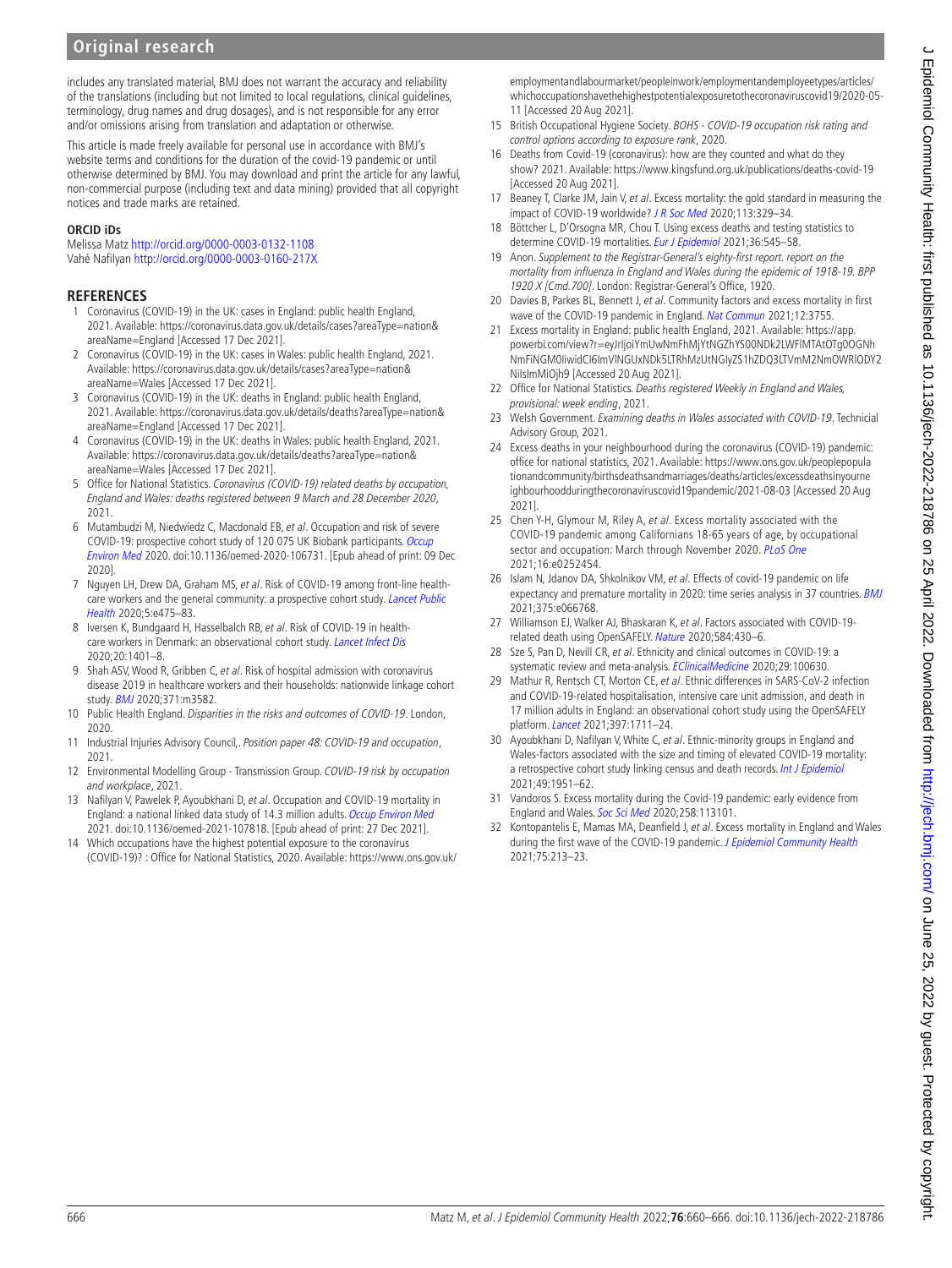includes any translated material, BMJ does not warrant the accuracy and reliability of the translations (including but not limited to local regulations, clinical guidelines, terminology, drug names and drug dosages), and is not responsible for any error and/or omissions arising from translation and adaptation or otherwise.

This article is made freely available for personal use in accordance with BMJ's website terms and conditions for the duration of the covid-19 pandemic or until otherwise determined by BMJ. You may download and print the article for any lawful, non-commercial purpose (including text and data mining) provided that all copyright notices and trade marks are retained.

### ORCID iDs

Melissa Matz http://orcid.org/0000-0003-0132-1108
Vahé Nafilyan http://orcid.org/0000-0003-0160-217X

## REFERENCES

1. Coronavirus (COVID-19) in the UK: cases in England: public health England, 2021. Available: https://coronavirus.data.gov.uk/details/cases?areaType=nation&areaName=England [Accessed 17 Dec 2021].
2. Coronavirus (COVID-19) in the UK: cases in Wales: public health England, 2021. Available: https://coronavirus.data.gov.uk/details/cases?areaType=nation&areaName=Wales [Accessed 17 Dec 2021].
3. Coronavirus (COVID-19) in the UK: deaths in England: public health England, 2021. Available: https://coronavirus.data.gov.uk/details/deaths?areaType=nation&areaName=England [Accessed 17 Dec 2021].
4. Coronavirus (COVID-19) in the UK: deaths in Wales: public health England, 2021. Available: https://coronavirus.data.gov.uk/details/deaths?areaType=nation&areaName=Wales [Accessed 17 Dec 2021].
5. Office for National Statistics. *Coronavirus (COVID-19) related deaths by occupation, England and Wales: deaths registered between 9 March and 28 December 2020*, 2021.
6. Mutambudzi M, Niedwiedz C, Macdonald EB, *et al*. Occupation and risk of severe COVID-19: prospective cohort study of 120 075 UK Biobank participants. *Occup Environ Med* 2020. doi:10.1136/oemed-2020-106731. [Epub ahead of print: 09 Dec 2020].
7. Nguyen LH, Drew DA, Graham MS, *et al*. Risk of COVID-19 among front-line health-care workers and the general community: a prospective cohort study. *Lancet Public Health* 2020;5:e475–83.
8. Iversen K, Bundgaard H, Hasselbalch RB, *et al*. Risk of COVID-19 in health-care workers in Denmark: an observational cohort study. *Lancet Infect Dis* 2020;20:1401–8.
9. Shah ASV, Wood R, Gribben C, *et al*. Risk of hospital admission with coronavirus disease 2019 in healthcare workers and their households: nationwide linkage cohort study. *BMJ* 2020;371:m3582.
10. Public Health England. *Disparities in the risks and outcomes of COVID-19*. London, 2020.
11. Industrial Injuries Advisory Council,. *Position paper 48: COVID-19 and occupation*, 2021.
12. Environmental Modelling Group - Transmission Group. *COVID-19 risk by occupation and workplace*, 2021.
13. Nafilyan V, Pawelek P, Ayoubkhani D, *et al*. Occupation and COVID-19 mortality in England: a national linked data study of 14.3 million adults. *Occup Environ Med* 2021. doi:10.1136/oemed-2021-107818. [Epub ahead of print: 27 Dec 2021].
14. Which occupations have the highest potential exposure to the coronavirus (COVID-19)? : Office for National Statistics, 2020. Available: https://www.ons.gov.uk/employmentandlabourmarket/peopleinwork/employmentandemployeetypes/articles/whichoccupationshavethehighestpotentialexposuretothecoronaviruscovid19/2020-05-11 [Accessed 20 Aug 2021].
15. British Occupational Hygiene Society. *BOHS - COVID-19 occupation risk rating and control options according to exposure rank*, 2020.
16. Deaths from Covid-19 (coronavirus): how are they counted and what do they show? 2021. Available: https://www.kingsfund.org.uk/publications/deaths-covid-19 [Accessed 20 Aug 2021].
17. Beaney T, Clarke JM, Jain V, *et al*. Excess mortality: the gold standard in measuring the impact of COVID-19 worldwide? *J R Soc Med* 2020;113:329–34.
18. Böttcher L, D'Orsogna MR, Chou T. Using excess deaths and testing statistics to determine COVID-19 mortalities. *Eur J Epidemiol* 2021;36:545–58.
19. Anon. *Supplement to the Registrar-General's eighty-first report. report on the mortality from influenza in England and Wales during the epidemic of 1918-19. BPP 1920 X [Cmd.700]*. London: Registrar-General's Office, 1920.
20. Davies B, Parkes BL, Bennett J, *et al*. Community factors and excess mortality in first wave of the COVID-19 pandemic in England. *Nat Commun* 2021;12:3755.
21. Excess mortality in England: public health England, 2021. Available: https://app.powerbi.com/view?r=eyJrIjoiYmUwNmFhMjYtNGZhYS00NDk2LWFlMTAtOTg0OGNhNmFiNGM0IiwidCI6ImVlNGUxNDk5LTRhMzUtNGIyZS1hZDQ3LTVmM2NmOWRlODY2NiIsImMiOjh9 [Accessed 20 Aug 2021].
22. Office for National Statistics. *Deaths registered Weekly in England and Wales, provisional: week ending*, 2021.
23. Welsh Government. *Examining deaths in Wales associated with COVID-19*. Technicial Advisory Group, 2021.
24. Excess deaths in your neighbourhood during the coronavirus (COVID-19) pandemic: office for national statistics, 2021. Available: https://www.ons.gov.uk/peoplepopulationandcommunity/birthsdeathsandmarriages/deaths/articles/excessdeathsinyourneighbourhoodduringthecoronaviruscovid19pandemic/2021-08-03 [Accessed 20 Aug 2021].
25. Chen Y-H, Glymour M, Riley A, *et al*. Excess mortality associated with the COVID-19 pandemic among Californians 18-65 years of age, by occupational sector and occupation: March through November 2020. *PLoS One* 2021;16:e0252454.
26. Islam N, Jdanov DA, Shkolnikov VM, *et al*. Effects of covid-19 pandemic on life expectancy and premature mortality in 2020: time series analysis in 37 countries. *BMJ* 2021;375:e066768.
27. Williamson EJ, Walker AJ, Bhaskaran K, *et al*. Factors associated with COVID-19-related death using OpenSAFELY. *Nature* 2020;584:430–6.
28. Sze S, Pan D, Nevill CR, *et al*. Ethnicity and clinical outcomes in COVID-19: a systematic review and meta-analysis. *EClinicalMedicine* 2020;29:100630.
29. Mathur R, Rentsch CT, Morton CE, *et al*. Ethnic differences in SARS-CoV-2 infection and COVID-19-related hospitalisation, intensive care unit admission, and death in 17 million adults in England: an observational cohort study using the OpenSAFELY platform. *Lancet* 2021;397:1711–24.
30. Ayoubkhani D, Nafilyan V, White C, *et al*. Ethnic-minority groups in England and Wales-factors associated with the size and timing of elevated COVID-19 mortality: a retrospective cohort study linking census and death records. *Int J Epidemiol* 2021;49:1951–62.
31. Vandoros S. Excess mortality during the Covid-19 pandemic: early evidence from England and Wales. *Soc Sci Med* 2020;258:113101.
32. Kontopantelis E, Mamas MA, Deanfield J, *et al*. Excess mortality in England and Wales during the first wave of the COVID-19 pandemic. *J Epidemiol Community Health* 2021;75:213–23.